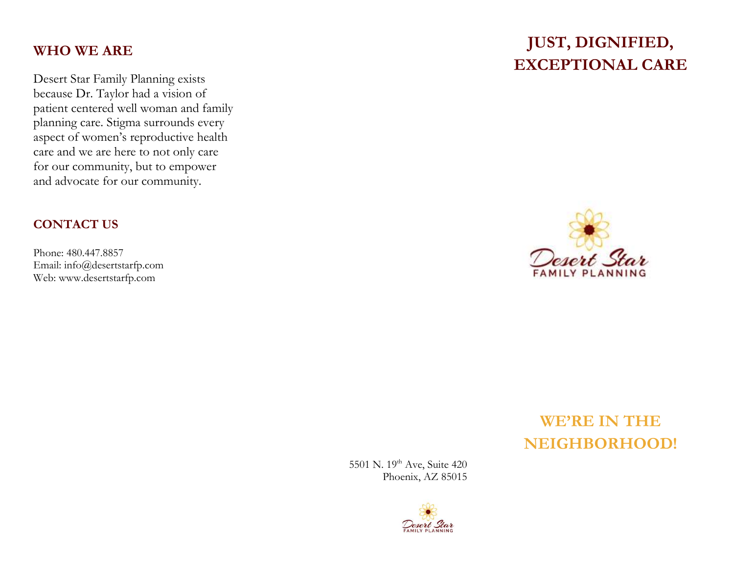## WHO WE ARE

Desert Star Family Planning exists because Dr. Taylor had a vision of patient centered well woman and family planning care. Stigma surrounds every aspect of women's reproductive health care and we are here to not only care for our community, but to empower and advocate for our community.

## CONTACT US

Phone: 480.447.8857
Email: info@desertstarfp.com
Web: www.desertstarfp.com

5501 N. 19th Ave, Suite 420
Phoenix, AZ 85015

Desert Star
FAMILY PLANNING

# JUST, DIGNIFIED, EXCEPTIONAL CARE

Desert Star
FAMILY PLANNING

## WE'RE IN THE NEIGHBORHOOD!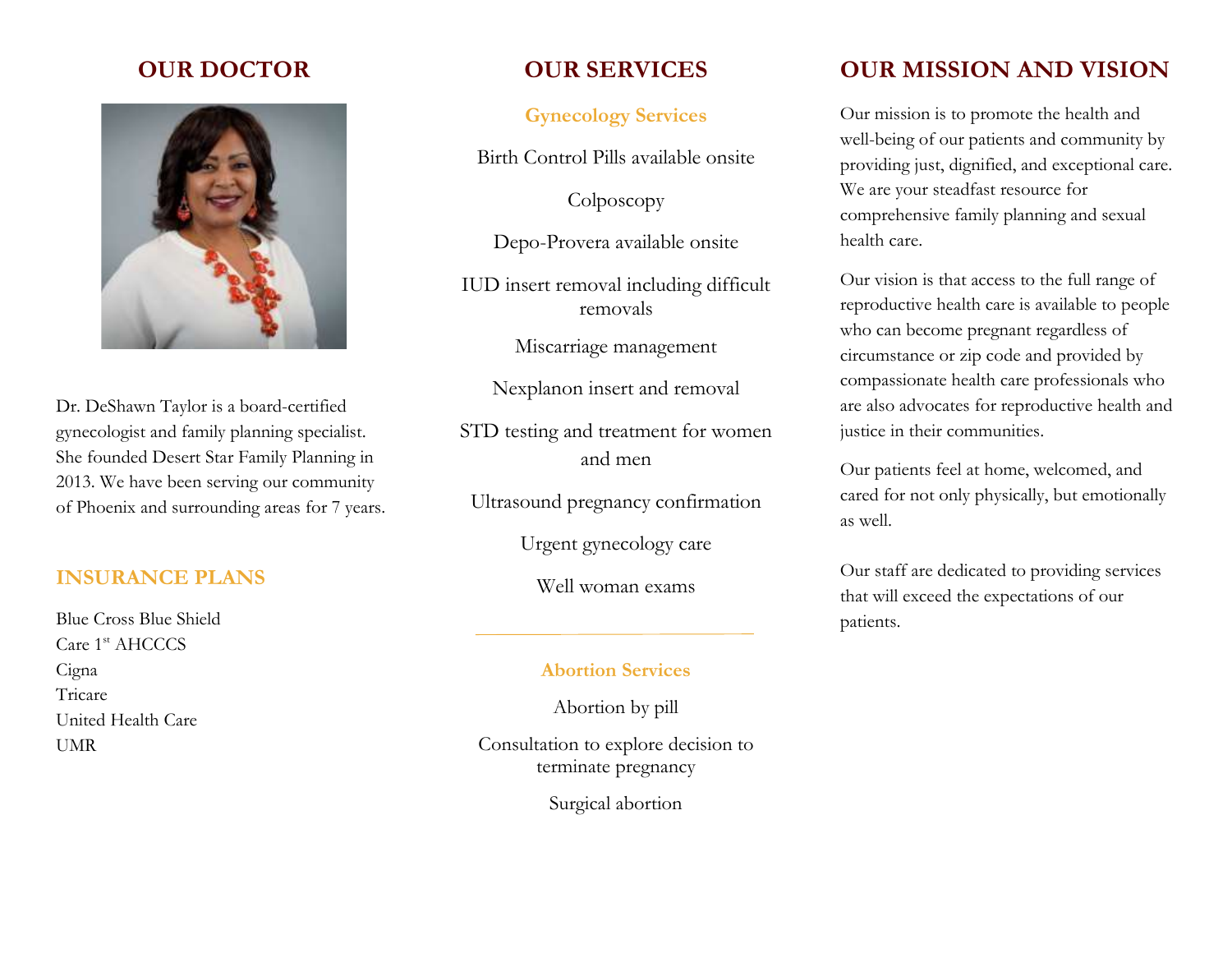## OUR DOCTOR

Dr. DeShawn Taylor is a board-certified gynecologist and family planning specialist. She founded Desert Star Family Planning in 2013. We have been serving our community of Phoenix and surrounding areas for 7 years.

### INSURANCE PLANS

Blue Cross Blue Shield
Care 1st AHCCCS
Cigna
Tricare
United Health Care
UMR

## OUR SERVICES

### Gynecology Services

Birth Control Pills available onsite

Colposcopy

Depo-Provera available onsite

IUD insert removal including difficult removals

Miscarriage management

Nexplanon insert and removal

STD testing and treatment for women and men

Ultrasound pregnancy confirmation

Urgent gynecology care

Well woman exams

---

### Abortion Services

Abortion by pill

Consultation to explore decision to terminate pregnancy

Surgical abortion

## OUR MISSION AND VISION

Our mission is to promote the health and well-being of our patients and community by providing just, dignified, and exceptional care. We are your steadfast resource for comprehensive family planning and sexual health care.

Our vision is that access to the full range of reproductive health care is available to people who can become pregnant regardless of circumstance or zip code and provided by compassionate health care professionals who are also advocates for reproductive health and justice in their communities.

Our patients feel at home, welcomed, and cared for not only physically, but emotionally as well.

Our staff are dedicated to providing services that will exceed the expectations of our patients.